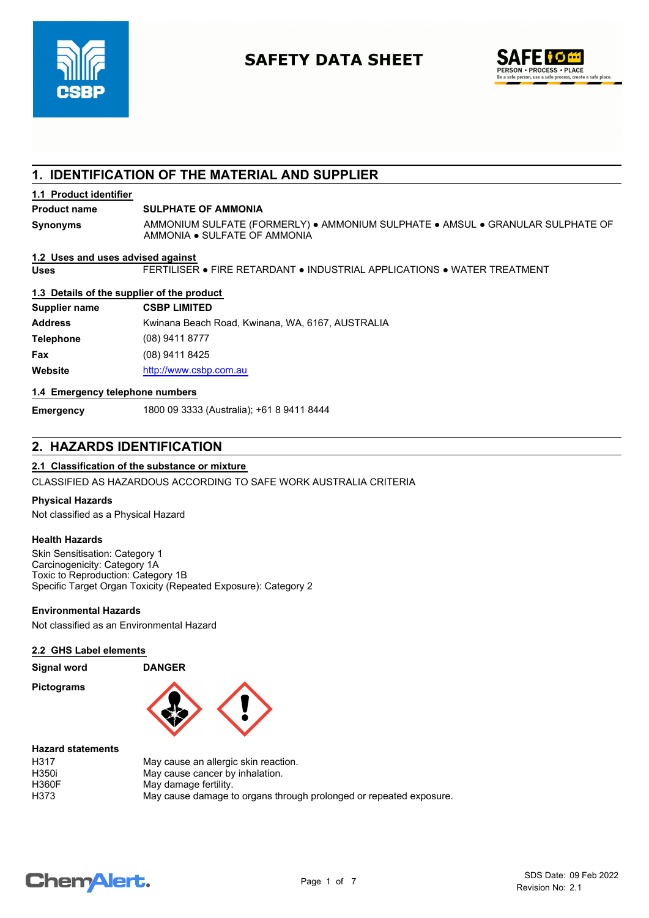# SAFETY DATA SHEET

## 1. IDENTIFICATION OF THE MATERIAL AND SUPPLIER

### 1.1 Product identifier

| | |
|---|---|
| **Product name** | **SULPHATE OF AMMONIA** |
| **Synonyms** | AMMONIUM SULFATE (FORMERLY) ● AMMONIUM SULPHATE ● AMSUL ● GRANULAR SULPHATE OF AMMONIA ● SULFATE OF AMMONIA |

### 1.2 Uses and uses advised against

| | |
|---|---|
| **Uses** | FERTILISER ● FIRE RETARDANT ● INDUSTRIAL APPLICATIONS ● WATER TREATMENT |

### 1.3 Details of the supplier of the product

| | |
|---|---|
| **Supplier name** | **CSBP LIMITED** |
| **Address** | Kwinana Beach Road, Kwinana, WA, 6167, AUSTRALIA |
| **Telephone** | (08) 9411 8777 |
| **Fax** | (08) 9411 8425 |
| **Website** | http://www.csbp.com.au |

### 1.4 Emergency telephone numbers

| | |
|---|---|
| **Emergency** | 1800 09 3333 (Australia); +61 8 9411 8444 |

## 2. HAZARDS IDENTIFICATION

### 2.1 Classification of the substance or mixture

CLASSIFIED AS HAZARDOUS ACCORDING TO SAFE WORK AUSTRALIA CRITERIA

**Physical Hazards**

Not classified as a Physical Hazard

**Health Hazards**

Skin Sensitisation: Category 1
Carcinogenicity: Category 1A
Toxic to Reproduction: Category 1B
Specific Target Organ Toxicity (Repeated Exposure): Category 2

**Environmental Hazards**

Not classified as an Environmental Hazard

### 2.2 GHS Label elements

| | |
|---|---|
| **Signal word** | **DANGER** |
| **Pictograms** | |

**Hazard statements**

| | |
|---|---|
| H317 | May cause an allergic skin reaction. |
| H350i | May cause cancer by inhalation. |
| H360F | May damage fertility. |
| H373 | May cause damage to organs through prolonged or repeated exposure. |

SDS Date: 09 Feb 2022
Revision No: 2.1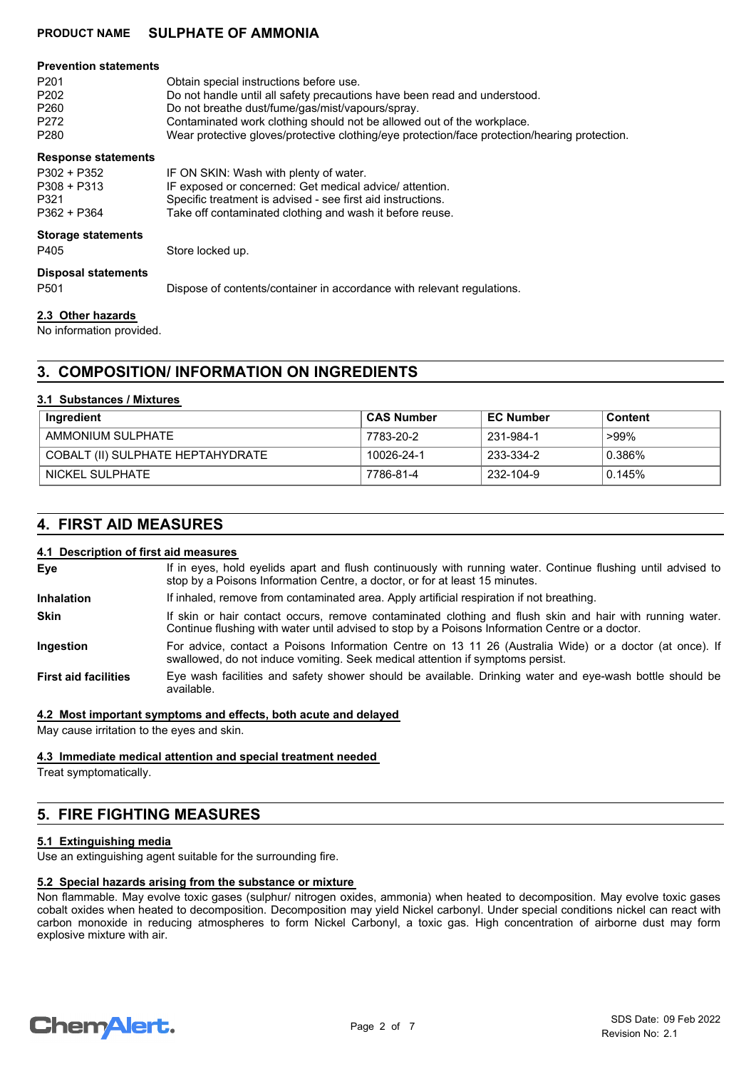**Prevention statements**

| | |
|---|---|
| P201 | Obtain special instructions before use. |
| P202 | Do not handle until all safety precautions have been read and understood. |
| P260 | Do not breathe dust/fume/gas/mist/vapours/spray. |
| P272 | Contaminated work clothing should not be allowed out of the workplace. |
| P280 | Wear protective gloves/protective clothing/eye protection/face protection/hearing protection. |

**Response statements**

| | |
|---|---|
| P302 + P352 | IF ON SKIN: Wash with plenty of water. |
| P308 + P313 | IF exposed or concerned: Get medical advice/ attention. |
| P321 | Specific treatment is advised - see first aid instructions. |
| P362 + P364 | Take off contaminated clothing and wash it before reuse. |

**Storage statements**

| | |
|---|---|
| P405 | Store locked up. |

**Disposal statements**

| | |
|---|---|
| P501 | Dispose of contents/container in accordance with relevant regulations. |

### 2.3 Other hazards

No information provided.

## 3. COMPOSITION/ INFORMATION ON INGREDIENTS

### 3.1 Substances / Mixtures

| Ingredient | CAS Number | EC Number | Content |
|---|---|---|---|
| AMMONIUM SULPHATE | 7783-20-2 | 231-984-1 | >99% |
| COBALT (II) SULPHATE HEPTAHYDRATE | 10026-24-1 | 233-334-2 | 0.386% |
| NICKEL SULPHATE | 7786-81-4 | 232-104-9 | 0.145% |

## 4. FIRST AID MEASURES

### 4.1 Description of first aid measures

**Eye** If in eyes, hold eyelids apart and flush continuously with running water. Continue flushing until advised to stop by a Poisons Information Centre, a doctor, or for at least 15 minutes.

**Inhalation** If inhaled, remove from contaminated area. Apply artificial respiration if not breathing.

**Skin** If skin or hair contact occurs, remove contaminated clothing and flush skin and hair with running water. Continue flushing with water until advised to stop by a Poisons Information Centre or a doctor.

**Ingestion** For advice, contact a Poisons Information Centre on 13 11 26 (Australia Wide) or a doctor (at once). If swallowed, do not induce vomiting. Seek medical attention if symptoms persist.

**First aid facilities** Eye wash facilities and safety shower should be available. Drinking water and eye-wash bottle should be available.

### 4.2 Most important symptoms and effects, both acute and delayed

May cause irritation to the eyes and skin.

### 4.3 Immediate medical attention and special treatment needed

Treat symptomatically.

## 5. FIRE FIGHTING MEASURES

### 5.1 Extinguishing media

Use an extinguishing agent suitable for the surrounding fire.

### 5.2 Special hazards arising from the substance or mixture

Non flammable. May evolve toxic gases (sulphur/ nitrogen oxides, ammonia) when heated to decomposition. May evolve toxic gases cobalt oxides when heated to decomposition. Decomposition may yield Nickel carbonyl. Under special conditions nickel can react with carbon monoxide in reducing atmospheres to form Nickel Carbonyl, a toxic gas. High concentration of airborne dust may form explosive mixture with air.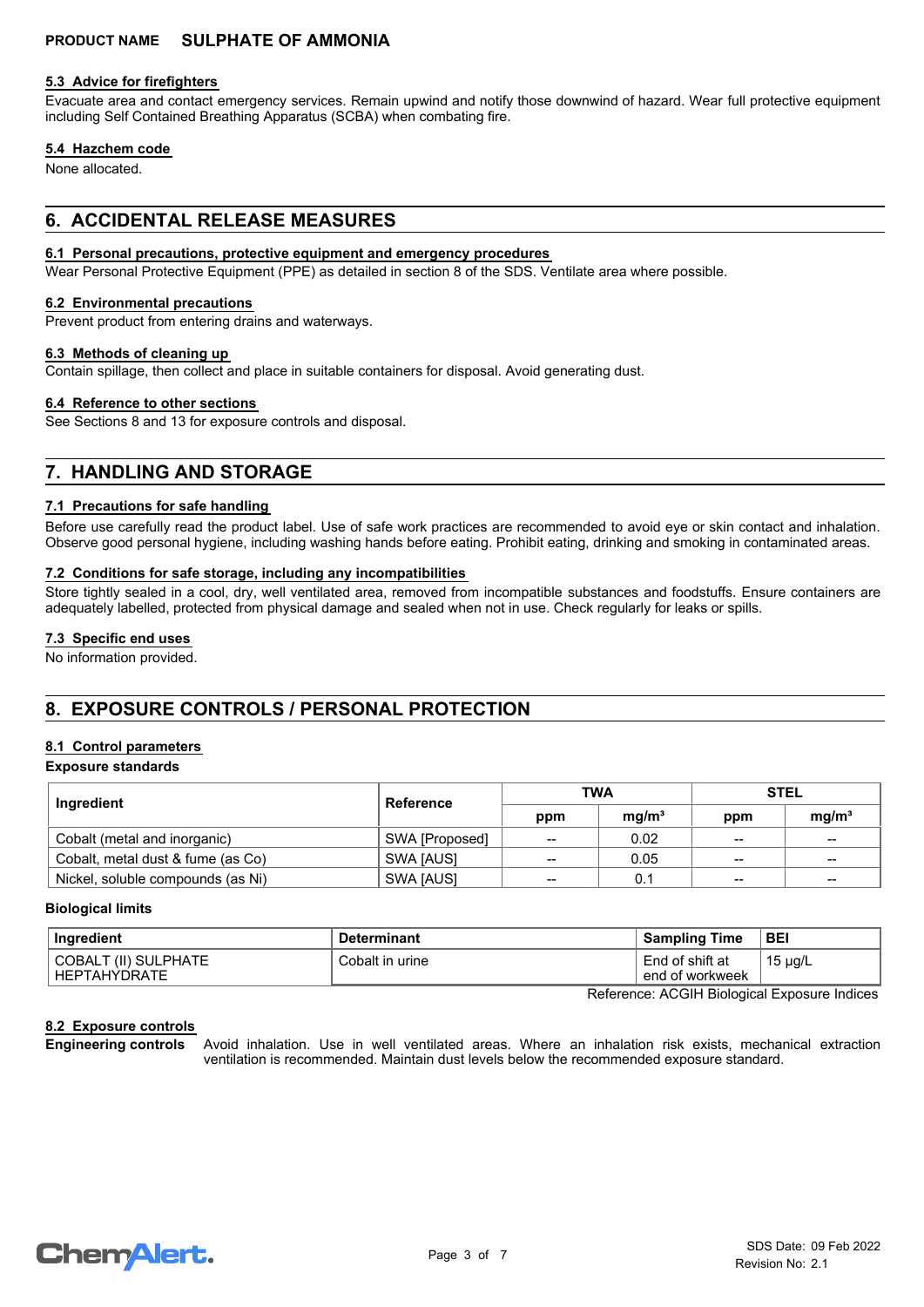#### 5.3 Advice for firefighters

Evacuate area and contact emergency services. Remain upwind and notify those downwind of hazard. Wear full protective equipment including Self Contained Breathing Apparatus (SCBA) when combating fire.

#### 5.4 Hazchem code

None allocated.

## 6. ACCIDENTAL RELEASE MEASURES

#### 6.1 Personal precautions, protective equipment and emergency procedures

Wear Personal Protective Equipment (PPE) as detailed in section 8 of the SDS. Ventilate area where possible.

#### 6.2 Environmental precautions

Prevent product from entering drains and waterways.

#### 6.3 Methods of cleaning up

Contain spillage, then collect and place in suitable containers for disposal. Avoid generating dust.

#### 6.4 Reference to other sections

See Sections 8 and 13 for exposure controls and disposal.

## 7. HANDLING AND STORAGE

#### 7.1 Precautions for safe handling

Before use carefully read the product label. Use of safe work practices are recommended to avoid eye or skin contact and inhalation. Observe good personal hygiene, including washing hands before eating. Prohibit eating, drinking and smoking in contaminated areas.

#### 7.2 Conditions for safe storage, including any incompatibilities

Store tightly sealed in a cool, dry, well ventilated area, removed from incompatible substances and foodstuffs. Ensure containers are adequately labelled, protected from physical damage and sealed when not in use. Check regularly for leaks or spills.

#### 7.3 Specific end uses

No information provided.

## 8. EXPOSURE CONTROLS / PERSONAL PROTECTION

#### 8.1 Control parameters

**Exposure standards**

| Ingredient | Reference | TWA | | STEL | |
|---|---|---|---|---|---|
| | | ppm | mg/m³ | ppm | mg/m³ |
| Cobalt (metal and inorganic) | SWA [Proposed] | -- | 0.02 | -- | -- |
| Cobalt, metal dust & fume (as Co) | SWA [AUS] | -- | 0.05 | -- | -- |
| Nickel, soluble compounds (as Ni) | SWA [AUS] | -- | 0.1 | -- | -- |

**Biological limits**

| Ingredient | Determinant | Sampling Time | BEI |
|---|---|---|---|
| COBALT (II) SULPHATE HEPTAHYDRATE | Cobalt in urine | End of shift at end of workweek | 15 µg/L |

Reference: ACGIH Biological Exposure Indices

#### 8.2 Exposure controls

**Engineering controls** Avoid inhalation. Use in well ventilated areas. Where an inhalation risk exists, mechanical extraction ventilation is recommended. Maintain dust levels below the recommended exposure standard.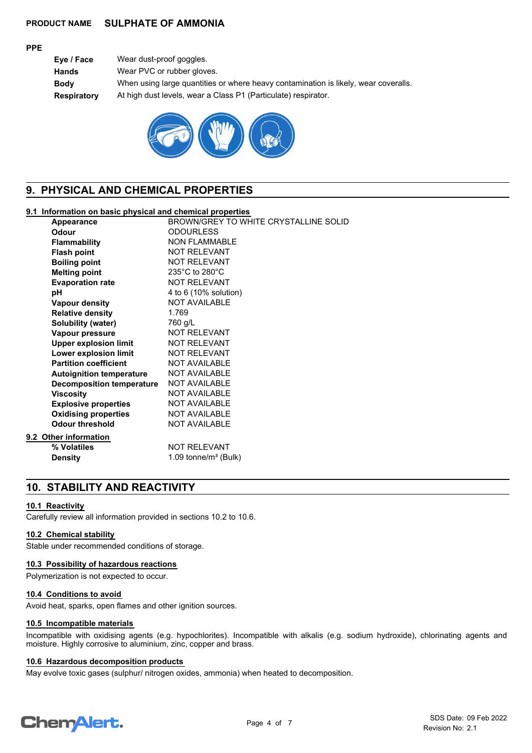**PRODUCT NAME SULPHATE OF AMMONIA**

**PPE**

| | |
|---|---|
| **Eye / Face** | Wear dust-proof goggles. |
| **Hands** | Wear PVC or rubber gloves. |
| **Body** | When using large quantities or where heavy contamination is likely, wear coveralls. |
| **Respiratory** | At high dust levels, wear a Class P1 (Particulate) respirator. |

## 9. PHYSICAL AND CHEMICAL PROPERTIES

### 9.1 Information on basic physical and chemical properties

| | |
|---|---|
| **Appearance** | BROWN/GREY TO WHITE CRYSTALLINE SOLID |
| **Odour** | ODOURLESS |
| **Flammability** | NON FLAMMABLE |
| **Flash point** | NOT RELEVANT |
| **Boiling point** | NOT RELEVANT |
| **Melting point** | 235°C to 280°C |
| **Evaporation rate** | NOT RELEVANT |
| **pH** | 4 to 6 (10% solution) |
| **Vapour density** | NOT AVAILABLE |
| **Relative density** | 1.769 |
| **Solubility (water)** | 760 g/L |
| **Vapour pressure** | NOT RELEVANT |
| **Upper explosion limit** | NOT RELEVANT |
| **Lower explosion limit** | NOT RELEVANT |
| **Partition coefficient** | NOT AVAILABLE |
| **Autoignition temperature** | NOT AVAILABLE |
| **Decomposition temperature** | NOT AVAILABLE |
| **Viscosity** | NOT AVAILABLE |
| **Explosive properties** | NOT AVAILABLE |
| **Oxidising properties** | NOT AVAILABLE |
| **Odour threshold** | NOT AVAILABLE |

### 9.2 Other information

| | |
|---|---|
| **% Volatiles** | NOT RELEVANT |
| **Density** | 1.09 tonne/m³ (Bulk) |

## 10. STABILITY AND REACTIVITY

### 10.1 Reactivity

Carefully review all information provided in sections 10.2 to 10.6.

### 10.2 Chemical stability

Stable under recommended conditions of storage.

### 10.3 Possibility of hazardous reactions

Polymerization is not expected to occur.

### 10.4 Conditions to avoid

Avoid heat, sparks, open flames and other ignition sources.

### 10.5 Incompatible materials

Incompatible with oxidising agents (e.g. hypochlorites). Incompatible with alkalis (e.g. sodium hydroxide), chlorinating agents and moisture. Highly corrosive to aluminium, zinc, copper and brass.

### 10.6 Hazardous decomposition products

May evolve toxic gases (sulphur/ nitrogen oxides, ammonia) when heated to decomposition.

SDS Date: 09 Feb 2022
Revision No: 2.1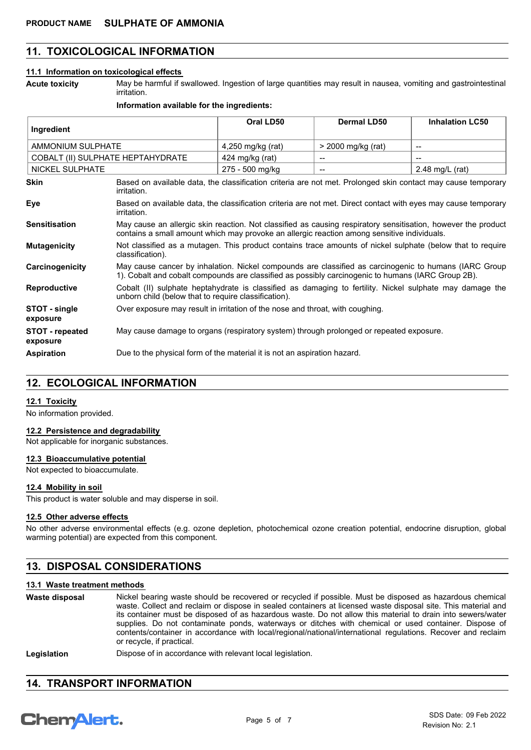## 11. TOXICOLOGICAL INFORMATION

### 11.1 Information on toxicological effects

**Acute toxicity** May be harmful if swallowed. Ingestion of large quantities may result in nausea, vomiting and gastrointestinal irritation.

**Information available for the ingredients:**

| Ingredient | Oral LD50 | Dermal LD50 | Inhalation LC50 |
|---|---|---|---|
| AMMONIUM SULPHATE | 4,250 mg/kg (rat) | > 2000 mg/kg (rat) | -- |
| COBALT (II) SULPHATE HEPTAHYDRATE | 424 mg/kg (rat) | -- | -- |
| NICKEL SULPHATE | 275 - 500 mg/kg | -- | 2.48 mg/L (rat) |

**Skin** Based on available data, the classification criteria are not met. Prolonged skin contact may cause temporary irritation.

**Eye** Based on available data, the classification criteria are not met. Direct contact with eyes may cause temporary irritation.

**Sensitisation** May cause an allergic skin reaction. Not classified as causing respiratory sensitisation, however the product contains a small amount which may provoke an allergic reaction among sensitive individuals.

**Mutagenicity** Not classified as a mutagen. This product contains trace amounts of nickel sulphate (below that to require classification).

**Carcinogenicity** May cause cancer by inhalation. Nickel compounds are classified as carcinogenic to humans (IARC Group 1). Cobalt and cobalt compounds are classified as possibly carcinogenic to humans (IARC Group 2B).

**Reproductive** Cobalt (II) sulphate heptahydrate is classified as damaging to fertility. Nickel sulphate may damage the unborn child (below that to require classification).

**STOT - single exposure** Over exposure may result in irritation of the nose and throat, with coughing.

**STOT - repeated exposure** May cause damage to organs (respiratory system) through prolonged or repeated exposure.

**Aspiration** Due to the physical form of the material it is not an aspiration hazard.

## 12. ECOLOGICAL INFORMATION

### 12.1 Toxicity

No information provided.

### 12.2 Persistence and degradability

Not applicable for inorganic substances.

### 12.3 Bioaccumulative potential

Not expected to bioaccumulate.

### 12.4 Mobility in soil

This product is water soluble and may disperse in soil.

### 12.5 Other adverse effects

No other adverse environmental effects (e.g. ozone depletion, photochemical ozone creation potential, endocrine disruption, global warming potential) are expected from this component.

## 13. DISPOSAL CONSIDERATIONS

### 13.1 Waste treatment methods

**Waste disposal** Nickel bearing waste should be recovered or recycled if possible. Must be disposed as hazardous chemical waste. Collect and reclaim or dispose in sealed containers at licensed waste disposal site. This material and its container must be disposed of as hazardous waste. Do not allow this material to drain into sewers/water supplies. Do not contaminate ponds, waterways or ditches with chemical or used container. Dispose of contents/container in accordance with local/regional/national/international regulations. Recover and reclaim or recycle, if practical.

**Legislation** Dispose of in accordance with relevant local legislation.

## 14. TRANSPORT INFORMATION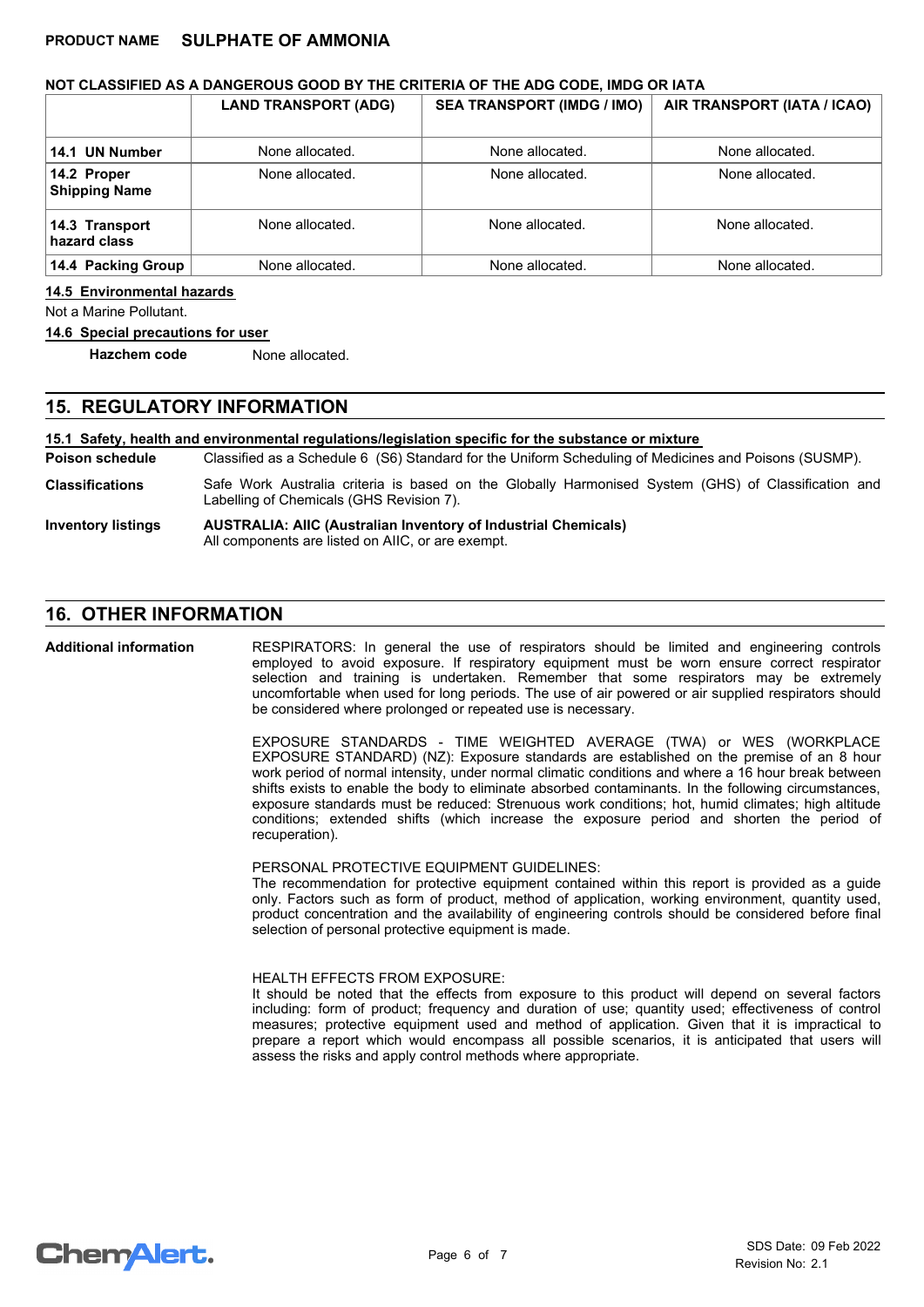**NOT CLASSIFIED AS A DANGEROUS GOOD BY THE CRITERIA OF THE ADG CODE, IMDG OR IATA**

| | LAND TRANSPORT (ADG) | SEA TRANSPORT (IMDG / IMO) | AIR TRANSPORT (IATA / ICAO) |
|---|---|---|---|
| **14.1 UN Number** | None allocated. | None allocated. | None allocated. |
| **14.2 Proper Shipping Name** | None allocated. | None allocated. | None allocated. |
| **14.3 Transport hazard class** | None allocated. | None allocated. | None allocated. |
| **14.4 Packing Group** | None allocated. | None allocated. | None allocated. |

**14.5 Environmental hazards**

Not a Marine Pollutant.

**14.6 Special precautions for user**

**Hazchem code** None allocated.

## 15. REGULATORY INFORMATION

**15.1 Safety, health and environmental regulations/legislation specific for the substance or mixture**

**Poison schedule** Classified as a Schedule 6 (S6) Standard for the Uniform Scheduling of Medicines and Poisons (SUSMP).

**Classifications** Safe Work Australia criteria is based on the Globally Harmonised System (GHS) of Classification and Labelling of Chemicals (GHS Revision 7).

**Inventory listings** **AUSTRALIA: AIIC (Australian Inventory of Industrial Chemicals)**
All components are listed on AIIC, or are exempt.

## 16. OTHER INFORMATION

**Additional information**

RESPIRATORS: In general the use of respirators should be limited and engineering controls employed to avoid exposure. If respiratory equipment must be worn ensure correct respirator selection and training is undertaken. Remember that some respirators may be extremely uncomfortable when used for long periods. The use of air powered or air supplied respirators should be considered where prolonged or repeated use is necessary.

EXPOSURE STANDARDS - TIME WEIGHTED AVERAGE (TWA) or WES (WORKPLACE EXPOSURE STANDARD) (NZ): Exposure standards are established on the premise of an 8 hour work period of normal intensity, under normal climatic conditions and where a 16 hour break between shifts exists to enable the body to eliminate absorbed contaminants. In the following circumstances, exposure standards must be reduced: Strenuous work conditions; hot, humid climates; high altitude conditions; extended shifts (which increase the exposure period and shorten the period of recuperation).

PERSONAL PROTECTIVE EQUIPMENT GUIDELINES:
The recommendation for protective equipment contained within this report is provided as a guide only. Factors such as form of product, method of application, working environment, quantity used, product concentration and the availability of engineering controls should be considered before final selection of personal protective equipment is made.

HEALTH EFFECTS FROM EXPOSURE:
It should be noted that the effects from exposure to this product will depend on several factors including: form of product; frequency and duration of use; quantity used; effectiveness of control measures; protective equipment used and method of application. Given that it is impractical to prepare a report which would encompass all possible scenarios, it is anticipated that users will assess the risks and apply control methods where appropriate.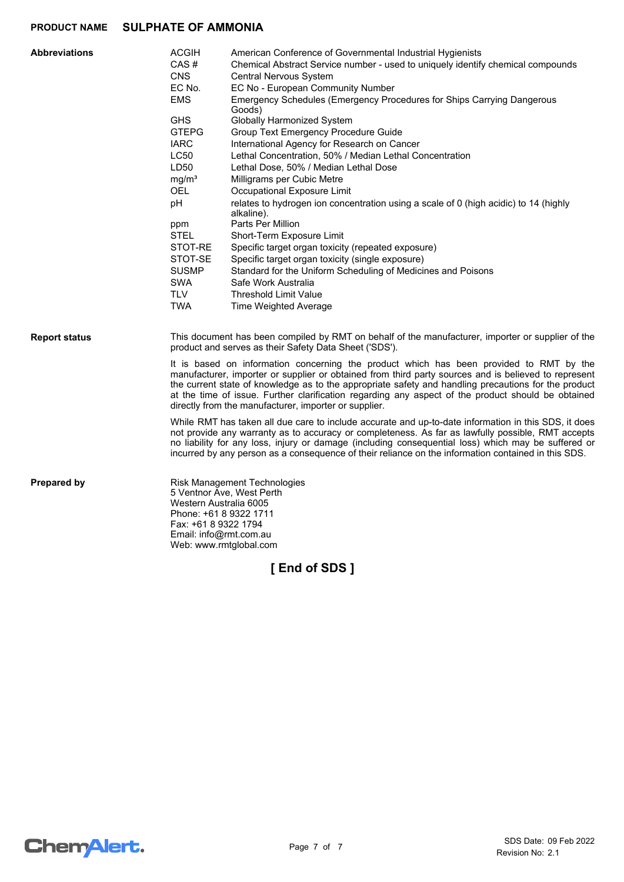**PRODUCT NAME** **SULPHATE OF AMMONIA**

**Abbreviations**

| | |
|---|---|
| ACGIH | American Conference of Governmental Industrial Hygienists |
| CAS # | Chemical Abstract Service number - used to uniquely identify chemical compounds |
| CNS | Central Nervous System |
| EC No. | EC No - European Community Number |
| EMS | Emergency Schedules (Emergency Procedures for Ships Carrying Dangerous Goods) |
| GHS | Globally Harmonized System |
| GTEPG | Group Text Emergency Procedure Guide |
| IARC | International Agency for Research on Cancer |
| LC50 | Lethal Concentration, 50% / Median Lethal Concentration |
| LD50 | Lethal Dose, 50% / Median Lethal Dose |
| $mg/m^3$ | Milligrams per Cubic Metre |
| OEL | Occupational Exposure Limit |
| pH | relates to hydrogen ion concentration using a scale of 0 (high acidic) to 14 (highly alkaline). |
| ppm | Parts Per Million |
| STEL | Short-Term Exposure Limit |
| STOT-RE | Specific target organ toxicity (repeated exposure) |
| STOT-SE | Specific target organ toxicity (single exposure) |
| SUSMP | Standard for the Uniform Scheduling of Medicines and Poisons |
| SWA | Safe Work Australia |
| TLV | Threshold Limit Value |
| TWA | Time Weighted Average |

**Report status**

This document has been compiled by RMT on behalf of the manufacturer, importer or supplier of the product and serves as their Safety Data Sheet ('SDS').

It is based on information concerning the product which has been provided to RMT by the manufacturer, importer or supplier or obtained from third party sources and is believed to represent the current state of knowledge as to the appropriate safety and handling precautions for the product at the time of issue. Further clarification regarding any aspect of the product should be obtained directly from the manufacturer, importer or supplier.

While RMT has taken all due care to include accurate and up-to-date information in this SDS, it does not provide any warranty as to accuracy or completeness. As far as lawfully possible, RMT accepts no liability for any loss, injury or damage (including consequential loss) which may be suffered or incurred by any person as a consequence of their reliance on the information contained in this SDS.

**Prepared by**

Risk Management Technologies
5 Ventnor Ave, West Perth
Western Australia 6005
Phone: +61 8 9322 1711
Fax: +61 8 9322 1794
Email: info@rmt.com.au
Web: www.rmtglobal.com

**[ End of SDS ]**

SDS Date: 09 Feb 2022
Revision No: 2.1